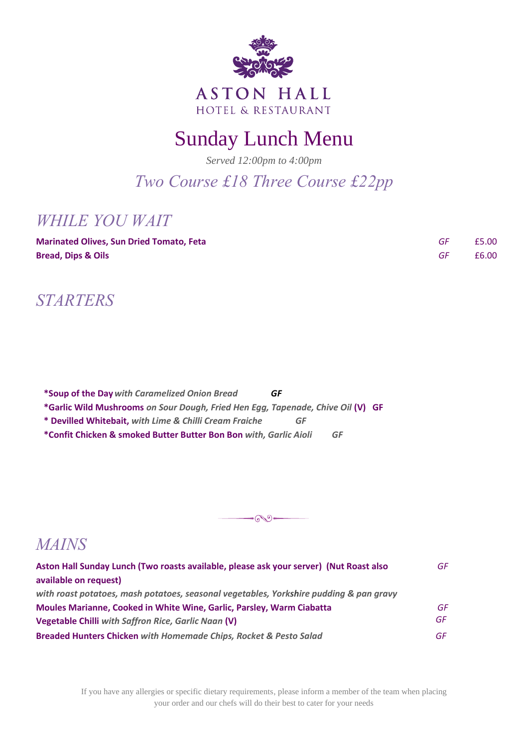ASTON HALL

HOTEL & RESTAURANT

# Sunday Lunch Menu

*Served 12:00pm to 4:00pm*

*Two Course £18 Three Course £22pp*

## *WHILE YOU WAIT*

| | | |
|---|---|---|
| **Marinated Olives, Sun Dried Tomato, Feta** | *GF* | £5.00 |
| **Bread, Dips & Oils** | *GF* | £6.00 |

## *STARTERS*

**\*Soup of the Day** ***with Caramelized Onion Bread*** ***GF***

**\*Garlic Wild Mushrooms** ***on Sour Dough, Fried Hen Egg, Tapenade, Chive Oil*** **(V)** **GF**

**\* Devilled Whitebait,** ***with Lime & Chilli Cream Fraiche*** ***GF***

**\*Confit Chicken & smoked Butter Butter Bon Bon** ***with, Garlic Aioli*** ***GF***

## *MAINS*

**Aston Hall Sunday Lunch (Two roasts available, please ask your server) (Nut Roast also available on request)** *GF*

***with roast potatoes, mash potatoes, seasonal vegetables, Yorkshire pudding & pan gravy***

**Moules Marianne, Cooked in White Wine, Garlic, Parsley, Warm Ciabatta** *GF*

**Vegetable Chilli** ***with Saffron Rice, Garlic Naan*** **(V)** *GF*

**Breaded Hunters Chicken** ***with Homemade Chips, Rocket & Pesto Salad*** *GF*

If you have any allergies or specific dietary requirements, please inform a member of the team when placing your order and our chefs will do their best to cater for your needs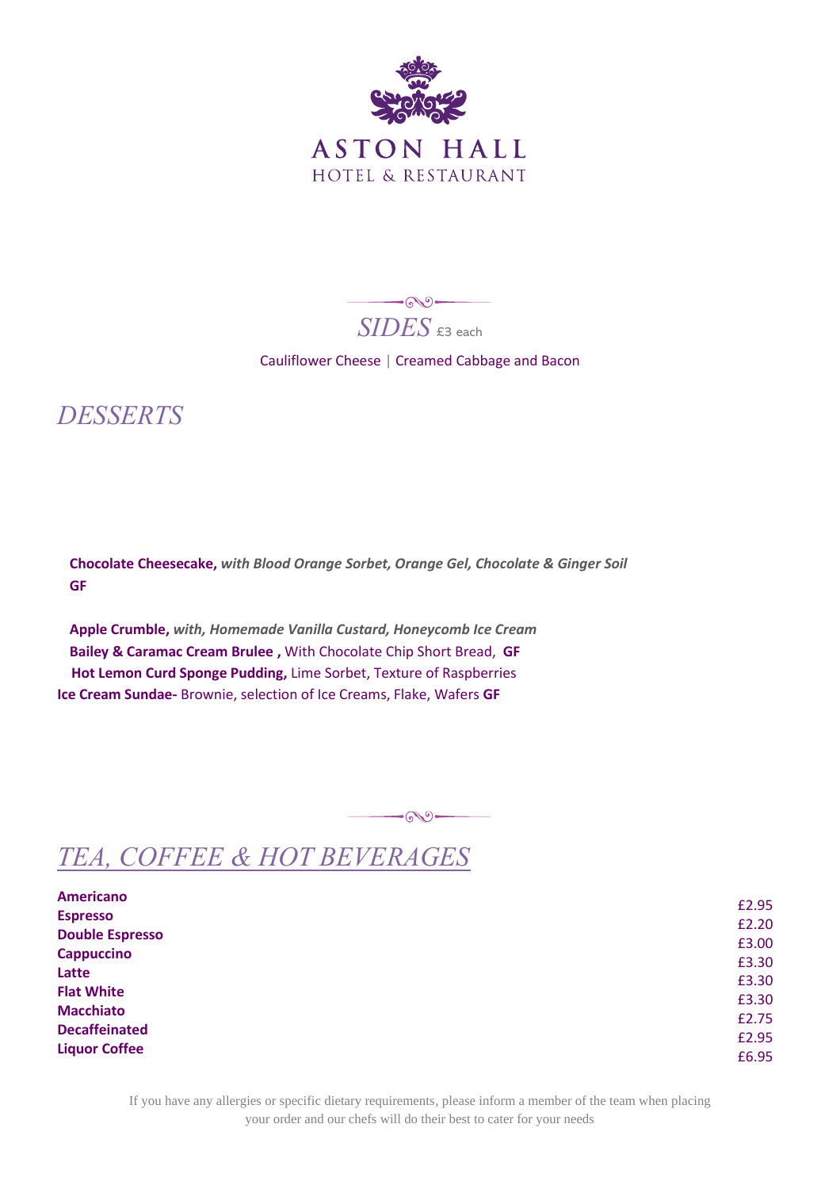# ASTON HALL
## HOTEL & RESTAURANT

## *SIDES* £3 each

Cauliflower Cheese | Creamed Cabbage and Bacon

## *DESSERTS*

**Chocolate Cheesecake,** ***with Blood Orange Sorbet, Orange Gel, Chocolate & Ginger Soil*** **GF**

**Apple Crumble,** ***with, Homemade Vanilla Custard, Honeycomb Ice Cream***

**Bailey & Caramac Cream Brulee ,** With Chocolate Chip Short Bread, **GF**

**Hot Lemon Curd Sponge Pudding,** Lime Sorbet, Texture of Raspberries

**Ice Cream Sundae-** Brownie, selection of Ice Creams, Flake, Wafers **GF**

## *TEA, COFFEE & HOT BEVERAGES*

| | |
|---|---|
| **Americano** | £2.95 |
| **Espresso** | £2.20 |
| **Double Espresso** | £3.00 |
| **Cappuccino** | £3.30 |
| **Latte** | £3.30 |
| **Flat White** | £3.30 |
| **Macchiato** | £2.75 |
| **Decaffeinated** | £2.95 |
| **Liquor Coffee** | £6.95 |

If you have any allergies or specific dietary requirements, please inform a member of the team when placing your order and our chefs will do their best to cater for your needs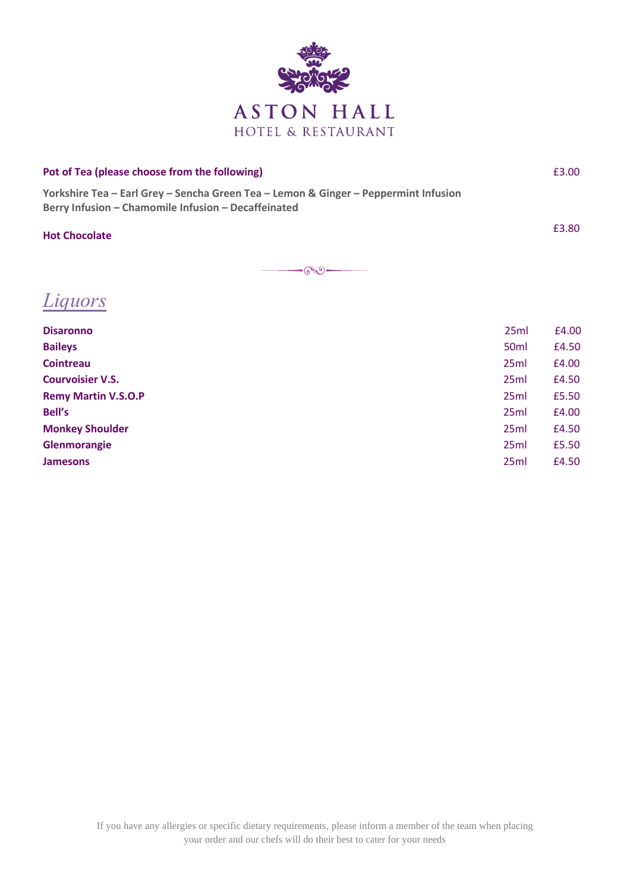ASTON HALL

HOTEL & RESTAURANT

**Pot of Tea (please choose from the following)** £3.00

**Yorkshire Tea – Earl Grey – Sencha Green Tea – Lemon & Ginger – Peppermint Infusion**
**Berry Infusion – Chamomile Infusion – Decaffeinated**

**Hot Chocolate** £3.80

## *Liquors*

| | | |
|---|---|---|
| **Disaronno** | 25ml | £4.00 |
| **Baileys** | 50ml | £4.50 |
| **Cointreau** | 25ml | £4.00 |
| **Courvoisier V.S.** | 25ml | £4.50 |
| **Remy Martin V.S.O.P** | 25ml | £5.50 |
| **Bell's** | 25ml | £4.00 |
| **Monkey Shoulder** | 25ml | £4.50 |
| **Glenmorangie** | 25ml | £5.50 |
| **Jamesons** | 25ml | £4.50 |

If you have any allergies or specific dietary requirements, please inform a member of the team when placing your order and our chefs will do their best to cater for your needs